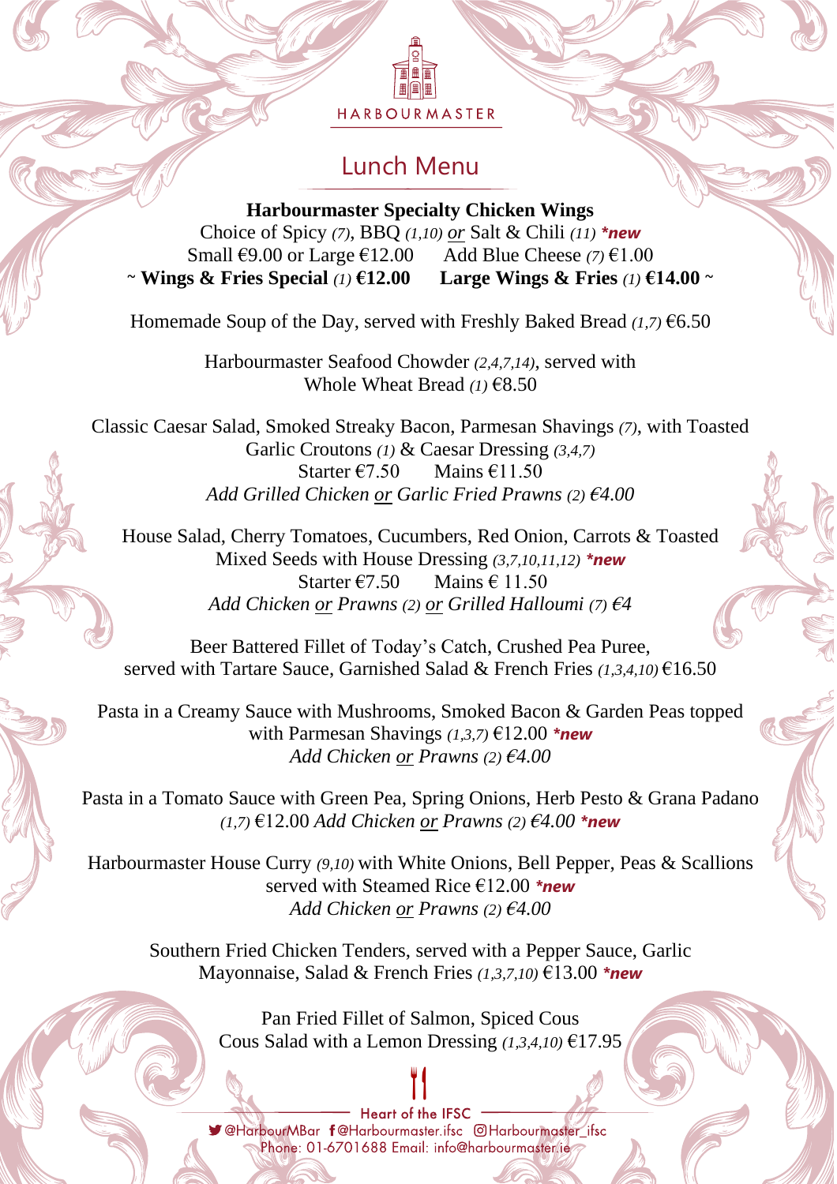HARBOURMASTER

# Lunch Menu

**Harbourmaster Specialty Chicken Wings**
Choice of Spicy *(7)*, BBQ *(1,10)* *or* Salt & Chili *(11)* ***new***
Small €9.00 or Large €12.00 Add Blue Cheese *(7)* €1.00
~ **Wings & Fries Special** *(1)* **€12.00** **Large Wings & Fries** *(1)* **€14.00** ~

Homemade Soup of the Day, served with Freshly Baked Bread *(1,7)* €6.50

Harbourmaster Seafood Chowder *(2,4,7,14)*, served with
Whole Wheat Bread *(1)* €8.50

Classic Caesar Salad, Smoked Streaky Bacon, Parmesan Shavings *(7)*, with Toasted Garlic Croutons *(1)* & Caesar Dressing *(3,4,7)*
Starter €7.50 Mains €11.50
*Add Grilled Chicken or Garlic Fried Prawns (2) €4.00*

House Salad, Cherry Tomatoes, Cucumbers, Red Onion, Carrots & Toasted Mixed Seeds with House Dressing *(3,7,10,11,12)* ***new***
Starter €7.50 Mains € 11.50
*Add Chicken or Prawns (2) or Grilled Halloumi (7) €4*

Beer Battered Fillet of Today's Catch, Crushed Pea Puree,
served with Tartare Sauce, Garnished Salad & French Fries *(1,3,4,10)* €16.50

Pasta in a Creamy Sauce with Mushrooms, Smoked Bacon & Garden Peas topped with Parmesan Shavings *(1,3,7)* €12.00 ***new***
*Add Chicken or Prawns (2) €4.00*

Pasta in a Tomato Sauce with Green Pea, Spring Onions, Herb Pesto & Grana Padano *(1,7)* €12.00 *Add Chicken or Prawns (2) €4.00* ***new***

Harbourmaster House Curry *(9,10)* with White Onions, Bell Pepper, Peas & Scallions served with Steamed Rice €12.00 ***new***
*Add Chicken or Prawns (2) €4.00*

Southern Fried Chicken Tenders, served with a Pepper Sauce, Garlic Mayonnaise, Salad & French Fries *(1,3,7,10)* €13.00 ***new***

Pan Fried Fillet of Salmon, Spiced Cous Cous Salad with a Lemon Dressing *(1,3,4,10)* €17.95

Heart of the IFSC
@HarbourMBar @Harbourmaster.ifsc @Harbourmaster_ifsc
Phone: 01-6701688 Email: info@harbourmaster.ie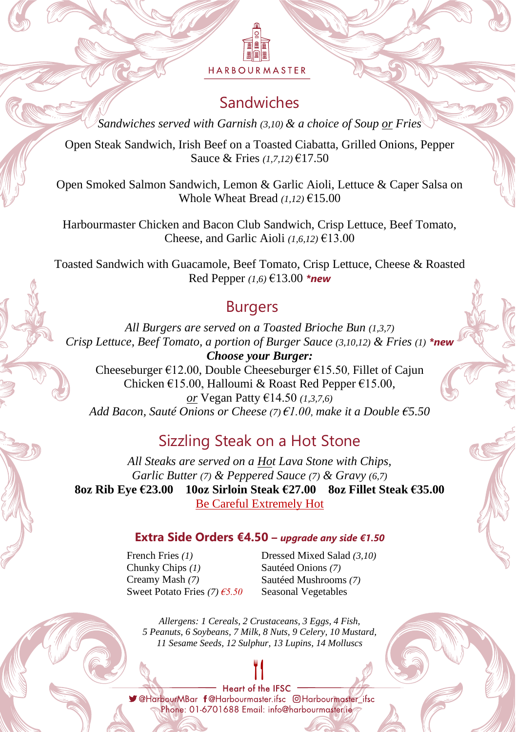HARBOURMASTER

## Sandwiches

*Sandwiches served with Garnish (3,10) & a choice of Soup or Fries*

Open Steak Sandwich, Irish Beef on a Toasted Ciabatta, Grilled Onions, Pepper Sauce & Fries *(1,7,12)* €17.50

Open Smoked Salmon Sandwich, Lemon & Garlic Aioli, Lettuce & Caper Salsa on Whole Wheat Bread *(1,12)* €15.00

Harbourmaster Chicken and Bacon Club Sandwich, Crisp Lettuce, Beef Tomato, Cheese, and Garlic Aioli *(1,6,12)* €13.00

Toasted Sandwich with Guacamole, Beef Tomato, Crisp Lettuce, Cheese & Roasted Red Pepper *(1,6)* €13.00 ***new**

## Burgers

*All Burgers are served on a Toasted Brioche Bun (1,3,7)*
*Crisp Lettuce, Beef Tomato, a portion of Burger Sauce (3,10,12) & Fries (1)* ***new**

***Choose your Burger:***

Cheeseburger €12.00, Double Cheeseburger €15.50, Fillet of Cajun Chicken €15.00, Halloumi & Roast Red Pepper €15.00, *or* Vegan Patty €14.50 *(1,3,7,6)*

*Add Bacon, Sauté Onions or Cheese (7) €1.00, make it a Double €5.50*

## Sizzling Steak on a Hot Stone

*All Steaks are served on a Hot Lava Stone with Chips, Garlic Butter (7) & Peppered Sauce (7) & Gravy (6,7)*

**8oz Rib Eye €23.00 10oz Sirloin Steak €27.00 8oz Fillet Steak €35.00**

Be Careful Extremely Hot

### Extra Side Orders €4.50 – *upgrade any side €1.50*

- French Fries *(1)*
- Chunky Chips *(1)*
- Creamy Mash *(7)*
- Sweet Potato Fries *(7) €5.50*
- Dressed Mixed Salad *(3,10)*
- Sautéed Onions *(7)*
- Sautéed Mushrooms *(7)*
- Seasonal Vegetables

*Allergens: 1 Cereals, 2 Crustaceans, 3 Eggs, 4 Fish, 5 Peanuts, 6 Soybeans, 7 Milk, 8 Nuts, 9 Celery, 10 Mustard, 11 Sesame Seeds, 12 Sulphur, 13 Lupins, 14 Molluscs*

Heart of the IFSC

@HarbourMBar @Harbourmaster.ifsc @Harbourmaster_ifsc
Phone: 01-6701688 Email: info@harbourmaster.ie